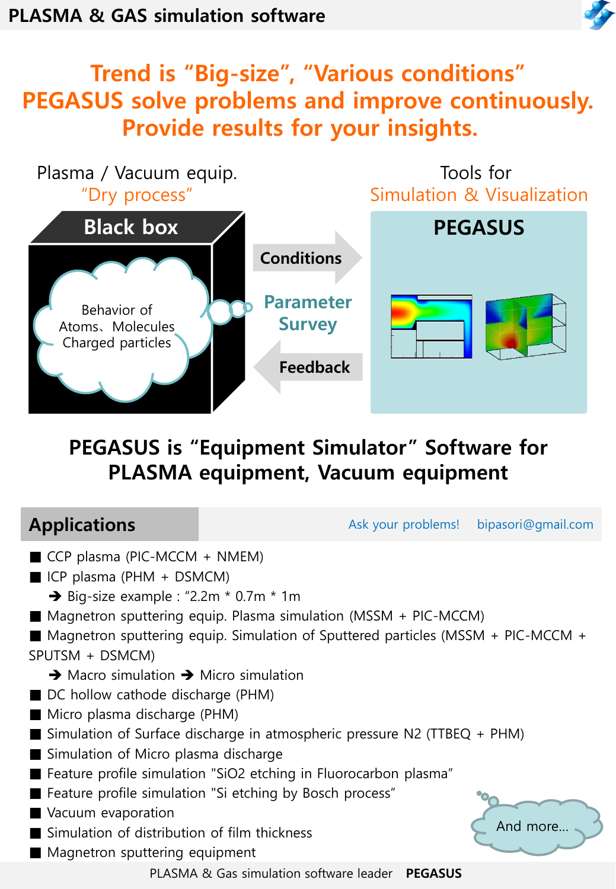# PLASMA & GAS simulation software

## Trend is "Big-size", "Various conditions"
## PEGASUS solve problems and improve continuously.
## Provide results for your insights.

Plasma / Vacuum equip.
"Dry process"

Tools for
Simulation & Visualization

**Black box**

Behavior of
Atoms、Molecules
Charged particles

**Conditions**

**Parameter Survey**

**Feedback**

**PEGASUS**

### PEGASUS is "Equipment Simulator" Software for PLASMA equipment, Vacuum equipment

## Applications

Ask your problems! bipasori@gmail.com

- CCP plasma (PIC-MCCM + NMEM)
- ICP plasma (PHM + DSMCM)
  - ➔ Big-size example : "2.2m * 0.7m * 1m
- Magnetron sputtering equip. Plasma simulation (MSSM + PIC-MCCM)
- Magnetron sputtering equip. Simulation of Sputtered particles (MSSM + PIC-MCCM + SPUTSM + DSMCM)
  - ➔ Macro simulation ➔ Micro simulation
- DC hollow cathode discharge (PHM)
- Micro plasma discharge (PHM)
- Simulation of Surface discharge in atmospheric pressure N2 (TTBEQ + PHM)
- Simulation of Micro plasma discharge
- Feature profile simulation "SiO2 etching in Fluorocarbon plasma"
- Feature profile simulation "Si etching by Bosch process"
- Vacuum evaporation
- Simulation of distribution of film thickness
- Magnetron sputtering equipment

And more…

PLASMA & Gas simulation software leader **PEGASUS**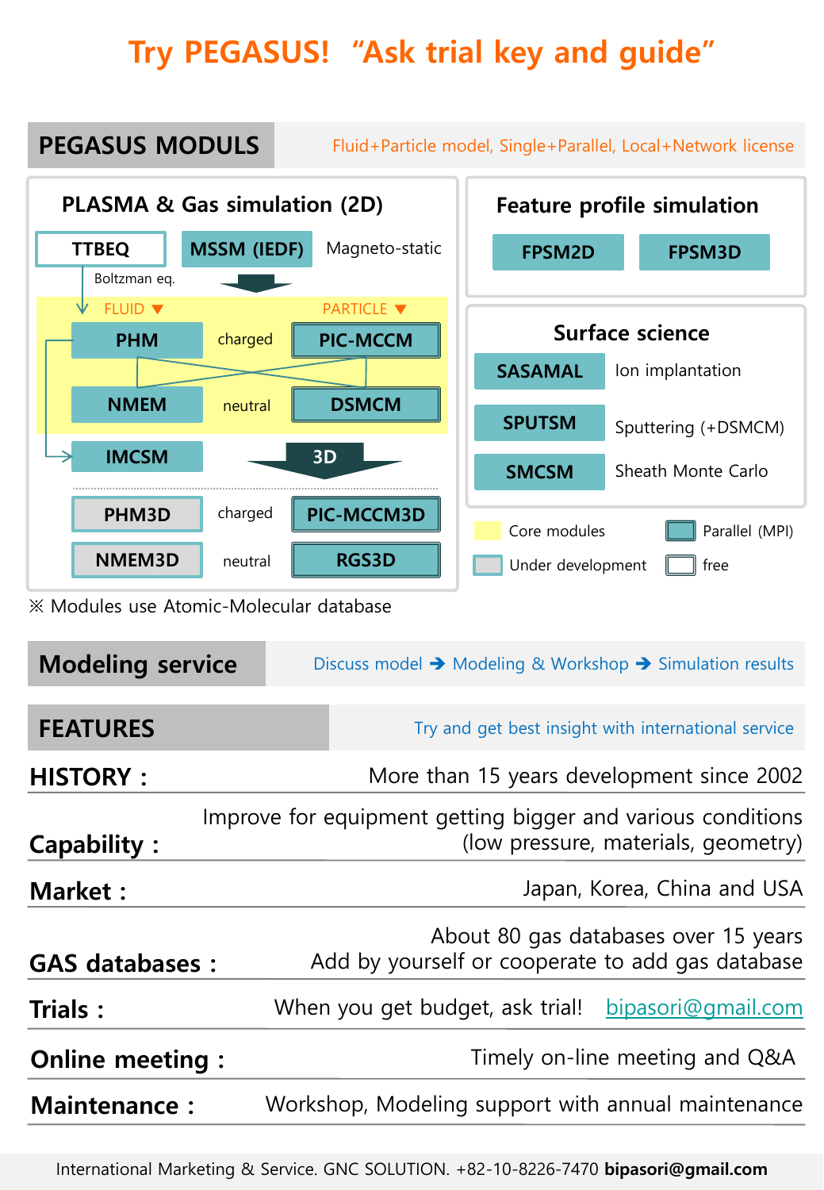# Try PEGASUS! "Ask trial key and guide"

## PEGASUS MODULS

Fluid+Particle model, Single+Parallel, Local+Network license

### PLASMA & Gas simulation (2D)

TTBEQ

MSSM (IEDF) Magneto-static

Boltzman eq.

FLUID ▼

PARTICLE ▼

PHM charged PIC-MCCM

NMEM neutral DSMCM

IMCSM

3D

PHM3D charged PIC-MCCM3D

NMEM3D neutral RGS3D

### Feature profile simulation

FPSM2D

FPSM3D

### Surface science

SASAMAL Ion implantation

SPUTSM Sputtering (+DSMCM)

SMCSM Sheath Monte Carlo

Core modules

Parallel (MPI)

Under development

free

※ Modules use Atomic-Molecular database

## Modeling service

Discuss model ➔ Modeling & Workshop ➔ Simulation results

## FEATURES

Try and get best insight with international service

**HISTORY :** More than 15 years development since 2002

**Capability :** Improve for equipment getting bigger and various conditions (low pressure, materials, geometry)

**Market :** Japan, Korea, China and USA

**GAS databases :** About 80 gas databases over 15 years
Add by yourself or cooperate to add gas database

**Trials :** When you get budget, ask trial! bipasori@gmail.com

**Online meeting :** Timely on-line meeting and Q&A

**Maintenance :** Workshop, Modeling support with annual maintenance

International Marketing & Service. GNC SOLUTION. +82-10-8226-7470 **bipasori@gmail.com**